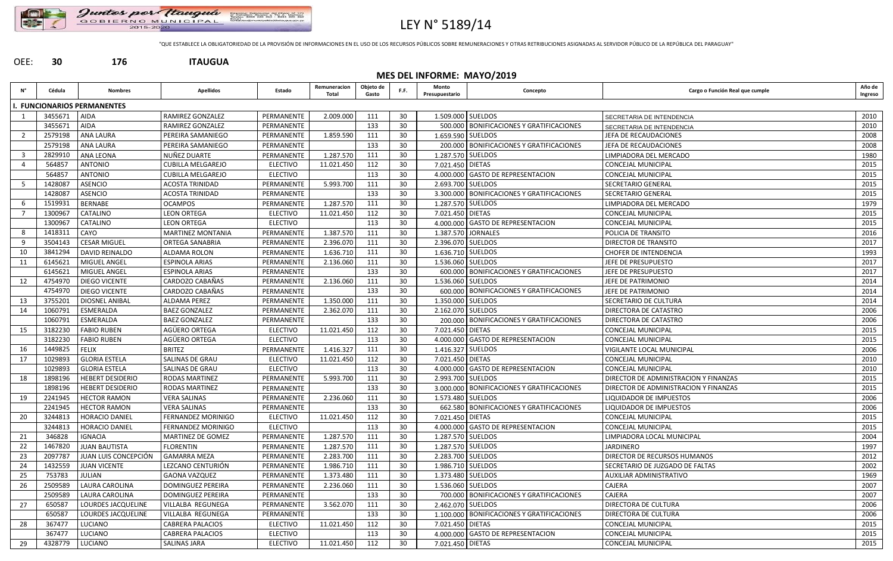# LEY N° 5189/14

"QUE ESTABLECE LA OBLIGATORIEDAD DE LA PROVISIÓN DE INFORMACIONES EN EL USO DE LOS RECURSOS PÚBLICOS SOBRE REMUNERACIONES Y OTRAS RETRIBUCIONES ASIGNADAS AL SERVIDOR PÚBLICO DE LA REPÚBLICA DEL PARAGUAY"

OEE: **30** **176** **ITAUGUA**

## MES DEL INFORME: MAYO/2019

| N° | Cédula | Nombres | Apellidos | Estado | Remuneracion Total | Objeto de Gasto | F.F. | Monto Presupuestario | Concepto | Cargo o Función Real que cumple | Año de Ingreso |
|---|---|---|---|---|---|---|---|---|---|---|---|
| **I. FUNCIONARIOS PERMANENTES** | | | | | | | | | | | |
| 1 | 3455671 | AIDA | RAMIREZ GONZALEZ | PERMANENTE | 2.009.000 | 111 | 30 | 1.509.000 | SUELDOS | SECRETARIA DE INTENDENCIA | 2010 |
| | 3455671 | AIDA | RAMIREZ GONZALEZ | PERMANENTE | | 133 | 30 | 500.000 | BONIFICACIONES Y GRATIFICACIONES | SECRETARIA DE INTENDENCIA | 2010 |
| 2 | 2579198 | ANA LAURA | PEREIRA SAMANIEGO | PERMANENTE | 1.859.590 | 111 | 30 | 1.659.590 | SUELDOS | JEFA DE RECAUDACIONES | 2008 |
| | 2579198 | ANA LAURA | PEREIRA SAMANIEGO | PERMANENTE | | 133 | 30 | 200.000 | BONIFICACIONES Y GRATIFICACIONES | JEFA DE RECAUDACIONES | 2008 |
| 3 | 2829910 | ANA LEONA | NUÑEZ DUARTE | PERMANENTE | 1.287.570 | 111 | 30 | 1.287.570 | SUELDOS | LIMPIADORA DEL MERCADO | 1980 |
| 4 | 564857 | ANTONIO | CUBILLA MELGAREJO | ELECTIVO | 11.021.450 | 112 | 30 | 7.021.450 | DIETAS | CONCEJAL MUNICIPAL | 2015 |
| | 564857 | ANTONIO | CUBILLA MELGAREJO | ELECTIVO | | 113 | 30 | 4.000.000 | GASTO DE REPRESENTACION | CONCEJAL MUNICIPAL | 2015 |
| 5 | 1428087 | ASENCIO | ACOSTA TRINIDAD | PERMANENTE | 5.993.700 | 111 | 30 | 2.693.700 | SUELDOS | SECRETARIO GENERAL | 2015 |
| | 1428087 | ASENCIO | ACOSTA TRINIDAD | PERMANENTE | | 133 | 30 | 3.300.000 | BONIFICACIONES Y GRATIFICACIONES | SECRETARIO GENERAL | 2015 |
| 6 | 1519931 | BERNABE | OCAMPOS | PERMANENTE | 1.287.570 | 111 | 30 | 1.287.570 | SUELDOS | LIMPIADORA DEL MERCADO | 1979 |
| 7 | 1300967 | CATALINO | LEON ORTEGA | ELECTIVO | 11.021.450 | 112 | 30 | 7.021.450 | DIETAS | CONCEJAL MUNICIPAL | 2015 |
| | 1300967 | CATALINO | LEON ORTEGA | ELECTIVO | | 113 | 30 | 4.000.000 | GASTO DE REPRESENTACION | CONCEJAL MUNICIPAL | 2015 |
| 8 | 1418311 | CAYO | MARTINEZ MONTANIA | PERMANENTE | 1.387.570 | 111 | 30 | 1.387.570 | JORNALES | POLICIA DE TRANSITO | 2016 |
| 9 | 3504143 | CESAR MIGUEL | ORTEGA SANABRIA | PERMANENTE | 2.396.070 | 111 | 30 | 2.396.070 | SUELDOS | DIRECTOR DE TRANSITO | 2017 |
| 10 | 3841294 | DAVID REINALDO | ALDAMA ROLON | PERMANENTE | 1.636.710 | 111 | 30 | 1.636.710 | SUELDOS | CHOFER DE INTENDENCIA | 1993 |
| 11 | 6145621 | MIGUEL ANGEL | ESPINOLA ARIAS | PERMANENTE | 2.136.060 | 111 | 30 | 1.536.060 | SUELDOS | JEFE DE PRESUPUESTO | 2017 |
| | 6145621 | MIGUEL ANGEL | ESPINOLA ARIAS | PERMANENTE | | 133 | 30 | 600.000 | BONIFICACIONES Y GRATIFICACIONES | JEFE DE PRESUPUESTO | 2017 |
| 12 | 4754970 | DIEGO VICENTE | CARDOZO CABAÑAS | PERMANENTE | 2.136.060 | 111 | 30 | 1.536.060 | SUELDOS | JEFE DE PATRIMONIO | 2014 |
| | 4754970 | DIEGO VICENTE | CARDOZO CABAÑAS | PERMANENTE | | 133 | 30 | 600.000 | BONIFICACIONES Y GRATIFICACIONES | JEFE DE PATRIMONIO | 2014 |
| 13 | 3755201 | DIOSNEL ANIBAL | ALDAMA PEREZ | PERMANENTE | 1.350.000 | 111 | 30 | 1.350.000 | SUELDOS | SECRETARIO DE CULTURA | 2014 |
| 14 | 1060791 | ESMERALDA | BAEZ GONZALEZ | PERMANENTE | 2.362.070 | 111 | 30 | 2.162.070 | SUELDOS | DIRECTORA DE CATASTRO | 2006 |
| | 1060791 | ESMERALDA | BAEZ GONZALEZ | PERMANENTE | | 133 | 30 | 200.000 | BONIFICACIONES Y GRATIFICACIONES | DIRECTORA DE CATASTRO | 2006 |
| 15 | 3182230 | FABIO RUBEN | AGÜERO ORTEGA | ELECTIVO | 11.021.450 | 112 | 30 | 7.021.450 | DIETAS | CONCEJAL MUNICIPAL | 2015 |
| | 3182230 | FABIO RUBEN | AGÜERO ORTEGA | ELECTIVO | | 113 | 30 | 4.000.000 | GASTO DE REPRESENTACION | CONCEJAL MUNICIPAL | 2015 |
| 16 | 1449825 | FELIX | BRITEZ | PERMANENTE | 1.416.327 | 111 | 30 | 1.416.327 | SUELDOS | VIGILANTE LOCAL MUNICIPAL | 2006 |
| 17 | 1029893 | GLORIA ESTELA | SALINAS DE GRAU | ELECTIVO | 11.021.450 | 112 | 30 | 7.021.450 | DIETAS | CONCEJAL MUNICIPAL | 2010 |
| | 1029893 | GLORIA ESTELA | SALINAS DE GRAU | ELECTIVO | | 113 | 30 | 4.000.000 | GASTO DE REPRESENTACION | CONCEJAL MUNICIPAL | 2010 |
| 18 | 1898196 | HEBERT DESIDERIO | RODAS MARTINEZ | PERMANENTE | 5.993.700 | 111 | 30 | 2.993.700 | SUELDOS | DIRECTOR DE ADMINISTRACION Y FINANZAS | 2015 |
| | 1898196 | HEBERT DESIDERIO | RODAS MARTINEZ | PERMANENTE | | 133 | 30 | 3.000.000 | BONIFICACIONES Y GRATIFICACIONES | DIRECTOR DE ADMINISTRACION Y FINANZAS | 2015 |
| 19 | 2241945 | HECTOR RAMON | VERA SALINAS | PERMANENTE | 2.236.060 | 111 | 30 | 1.573.480 | SUELDOS | LIQUIDADOR DE IMPUESTOS | 2006 |
| | 2241945 | HECTOR RAMON | VERA SALINAS | PERMANENTE | | 133 | 30 | 662.580 | BONIFICACIONES Y GRATIFICACIONES | LIQUIDADOR DE IMPUESTOS | 2006 |
| 20 | 3244813 | HORACIO DANIEL | FERNANDEZ MORINIGO | ELECTIVO | 11.021.450 | 112 | 30 | 7.021.450 | DIETAS | CONCEJAL MUNICIPAL | 2015 |
| | 3244813 | HORACIO DANIEL | FERNANDEZ MORINIGO | ELECTIVO | | 113 | 30 | 4.000.000 | GASTO DE REPRESENTACION | CONCEJAL MUNICIPAL | 2015 |
| 21 | 346828 | IGNACIA | MARTINEZ DE GOMEZ | PERMANENTE | 1.287.570 | 111 | 30 | 1.287.570 | SUELDOS | LIMPIADORA LOCAL MUNICIPAL | 2004 |
| 22 | 1467820 | JUAN BAUTISTA | FLORENTIN | PERMANENTE | 1.287.570 | 111 | 30 | 1.287.570 | SUELDOS | JARDINERO | 1997 |
| 23 | 2097787 | JUAN LUIS CONCEPCIÓN | GAMARRA MEZA | PERMANENTE | 2.283.700 | 111 | 30 | 2.283.700 | SUELDOS | DIRECTOR DE RECURSOS HUMANOS | 2012 |
| 24 | 1432559 | JUAN VICENTE | LEZCANO CENTURIÓN | PERMANENTE | 1.986.710 | 111 | 30 | 1.986.710 | SUELDOS | SECRETARIO DE JUZGADO DE FALTAS | 2002 |
| 25 | 753783 | JULIAN | GAONA VAZQUEZ | PERMANENTE | 1.373.480 | 111 | 30 | 1.373.480 | SUELDOS | AUXILIAR ADMINISTRATIVO | 1969 |
| 26 | 2509589 | LAURA CAROLINA | DOMINGUEZ PEREIRA | PERMANENTE | 2.236.060 | 111 | 30 | 1.536.060 | SUELDOS | CAJERA | 2007 |
| | 2509589 | LAURA CAROLINA | DOMINGUEZ PEREIRA | PERMANENTE | | 133 | 30 | 700.000 | BONIFICACIONES Y GRATIFICACIONES | CAJERA | 2007 |
| 27 | 650587 | LOURDES JACQUELINE | VILLALBA REGUNEGA | PERMANENTE | 3.562.070 | 111 | 30 | 2.462.070 | SUELDOS | DIRECTORA DE CULTURA | 2006 |
| | 650587 | LOURDES JACQUELINE | VILLALBA REGUNEGA | PERMANENTE | | 133 | 30 | 1.100.000 | BONIFICACIONES Y GRATIFICACIONES | DIRECTORA DE CULTURA | 2006 |
| 28 | 367477 | LUCIANO | CABRERA PALACIOS | ELECTIVO | 11.021.450 | 112 | 30 | 7.021.450 | DIETAS | CONCEJAL MUNICIPAL | 2015 |
| | 367477 | LUCIANO | CABRERA PALACIOS | ELECTIVO | | 113 | 30 | 4.000.000 | GASTO DE REPRESENTACION | CONCEJAL MUNICIPAL | 2015 |
| 29 | 4328779 | LUCIANO | SALINAS JARA | ELECTIVO | 11.021.450 | 112 | 30 | 7.021.450 | DIETAS | CONCEJAL MUNICIPAL | 2015 |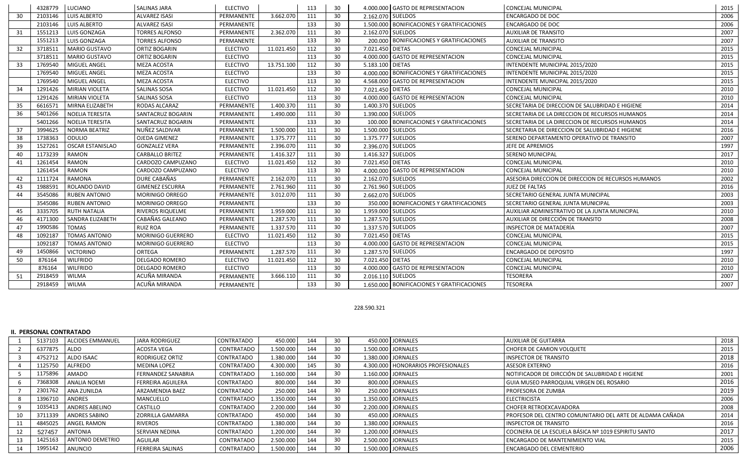|  | 4328779 | LUCIANO | SALINAS JARA | ELECTIVO |  | 113 | 30 | 4.000.000 | GASTO DE REPRESENTACION | CONCEJAL MUNICIPAL | 2015 |
|---|---|---|---|---|---|---|---|---|---|---|---|
| 30 | 2103146 | LUIS ALBERTO | ALVAREZ ISASI | PERMANENTE | 3.662.070 | 111 | 30 | 2.162.070 | SUELDOS | ENCARGADO DE DOC | 2006 |
|  | 2103146 | LUIS ALBERTO | ALVAREZ ISASI | PERMANENTE |  | 133 | 30 | 1.500.000 | BONIFICACIONES Y GRATIFICACIONES | ENCARGADO DE DOC | 2006 |
| 31 | 1551213 | LUIS GONZAGA | TORRES ALFONSO | PERMANENTE | 2.362.070 | 111 | 30 | 2.162.070 | SUELDOS | AUXILIAR DE TRANSITO | 2007 |
|  | 1551213 | LUIS GONZAGA | TORRES ALFONSO | PERMANENTE |  | 133 | 30 | 200.000 | BONIFICACIONES Y GRATIFICACIONES | AUXILIAR DE TRANSITO | 2007 |
| 32 | 3718511 | MARIO GUSTAVO | ORTIZ BOGARIN | ELECTIVO | 11.021.450 | 112 | 30 | 7.021.450 | DIETAS | CONCEJAL MUNICIPAL | 2015 |
|  | 3718511 | MARIO GUSTAVO | ORTIZ BOGARIN | ELECTIVO |  | 113 | 30 | 4.000.000 | GASTO DE REPRESENTACION | CONCEJAL MUNICIPAL | 2015 |
| 33 | 1769540 | MIGUEL ANGEL | MEZA ACOSTA | ELECTIVO | 13.751.100 | 112 | 30 | 5.183.100 | DIETAS | INTENDENTE MUNICIPAL 2015/2020 | 2015 |
|  | 1769540 | MIGUEL ANGEL | MEZA ACOSTA | ELECTIVO |  | 133 | 30 | 4.000.000 | BONIFICACIONES Y GRATIFICACIONES | INTENDENTE MUNICIPAL 2015/2020 | 2015 |
|  | 1769540 | MIGUEL ANGEL | MEZA ACOSTA | ELECTIVO |  | 113 | 30 | 4.568.000 | GASTO DE REPRESENTACION | INTENDENTE MUNICIPAL 2015/2020 | 2015 |
| 34 | 1291426 | MIRIAN VIOLETA | SALINAS SOSA | ELECTIVO | 11.021.450 | 112 | 30 | 7.021.450 | DIETAS | CONCEJAL MUNICIPAL | 2010 |
|  | 1291426 | MIRIAN VIOLETA | SALINAS SOSA | ELECTIVO |  | 113 | 30 | 4.000.000 | GASTO DE REPRESENTACION | CONCEJAL MUNICIPAL | 2010 |
| 35 | 6616571 | MIRNA ELIZABETH | RODAS ALCARAZ | PERMANENTE | 1.400.370 | 111 | 30 | 1.400.370 | SUELDOS | SECRETARIA DE DIRECCION DE SALUBRIDAD E HIGIENE | 2014 |
| 36 | 5401266 | NOELIA TERESITA | SANTACRUZ BOGARIN | PERMANENTE | 1.490.000 | 111 | 30 | 1.390.000 | SUELDOS | SECRETARIA DE LA DIRECCION DE RECURSOS HUMANOS | 2014 |
|  | 5401266 | NOELIA TERESITA | SANTACRUZ BOGARIN | PERMANENTE |  | 133 | 30 | 100.000 | BONIFICACIONES Y GRATIFICACIONES | SECRETARIA DE LA DIRECCION DE RECURSOS HUMANOS | 2014 |
| 37 | 3994625 | NORMA BEATRIZ | NUÑEZ SALDIVAR | PERMANENTE | 1.500.000 | 111 | 30 | 1.500.000 | SUELDOS | SECRETARIA DE DIRECCION DE SALUBRIDAD E HIGIENE | 2016 |
| 38 | 1738363 | ODULIO | OJEDA GIMENEZ | PERMANENTE | 1.375.777 | 111 | 30 | 1.375.777 | SUELDOS | SERENO DEPARTAMENTO OPERATIVO DE TRANSITO | 2007 |
| 39 | 1527261 | OSCAR ESTANISLAO | GONZALEZ VERA | PERMANENTE | 2.396.070 | 111 | 30 | 2.396.070 | SUELDOS | JEFE DE APREMIOS | 1997 |
| 40 | 1173239 | RAMON | CARBALLO BRITEZ | PERMANENTE | 1.416.327 | 111 | 30 | 1.416.327 | SUELDOS | SERENO MUNICIPAL | 2017 |
| 41 | 1261454 | RAMON | CARDOZO CAMPUZANO | ELECTIVO | 11.021.450 | 112 | 30 | 7.021.450 | DIETAS | CONCEJAL MUNICIPAL | 2010 |
|  | 1261454 | RAMON | CARDOZO CAMPUZANO | ELECTIVO |  | 113 | 30 | 4.000.000 | GASTO DE REPRESENTACION | CONCEJAL MUNICIPAL | 2010 |
| 42 | 1111724 | RAMONA | DURE CABAÑAS | PERMANENTE | 2.162.070 | 111 | 30 | 2.162.070 | SUELDOS | ASESORA DIRECCION DE DIRECCION DE RECURSOS HUMANOS | 2002 |
| 43 | 1988591 | ROLANDO DAVID | GIMENEZ ESCURRA | PERMANENTE | 2.761.960 | 111 | 30 | 2.761.960 | SUELDOS | JUEZ DE FALTAS | 2016 |
| 44 | 3545086 | RUBEN ANTONIO | MORINIGO ORREGO | PERMANENTE | 3.012.070 | 111 | 30 | 2.662.070 | SUELDOS | SECRETARIO GENERAL JUNTA MUNICIPAL | 2003 |
|  | 3545086 | RUBEN ANTONIO | MORINIGO ORREGO | PERMANENTE |  | 133 | 30 | 350.000 | BONIFICACIONES Y GRATIFICACIONES | SECRETARIO GENERAL JUNTA MUNICIPAL | 2003 |
| 45 | 3335705 | RUTH NATALIA | RIVEROS RIQUELME | PERMANENTE | 1.959.000 | 111 | 30 | 1.959.000 | SUELDOS | AUXILIAR ADMINISTRATIVO DE LA JUNTA MUNICIPAL | 2010 |
| 46 | 4171300 | SANDRA ELIZABETH | CABAÑAS GALEANO | PERMANENTE | 1.287.570 | 111 | 30 | 1.287.570 | SUELDOS | AUXILIAR DE DIRECCIÓN DE TRANSITO | 2008 |
| 47 | 1990586 | TOMAS | RUIZ ROA | PERMANENTE | 1.337.570 | 111 | 30 | 1.337.570 | SUELDOS | INSPECTOR DE MATADERÍA | 2007 |
| 48 | 1092187 | TOMAS ANTONIO | MORINIGO GUERRERO | ELECTIVO | 11.021.450 | 112 | 30 | 7.021.450 | DIETAS | CONCEJAL MUNICIPAL | 2015 |
|  | 1092187 | TOMAS ANTONIO | MORINIGO GUERRERO | ELECTIVO |  | 113 | 30 | 4.000.000 | GASTO DE REPRESENTACION | CONCEJAL MUNICIPAL | 2015 |
| 49 | 1450866 | VICTORINO | ORTEGA | PERMANENTE | 1.287.570 | 111 | 30 | 1.287.570 | SUELDOS | ENCARGADO DE DEPOSITO | 1997 |
| 50 | 876164 | WILFRIDO | DELGADO ROMERO | ELECTIVO | 11.021.450 | 112 | 30 | 7.021.450 | DIETAS | CONCEJAL MUNICIPAL | 2010 |
|  | 876164 | WILFRIDO | DELGADO ROMERO | ELECTIVO |  | 113 | 30 | 4.000.000 | GASTO DE REPRESENTACION | CONCEJAL MUNICIPAL | 2010 |
| 51 | 2918459 | WILMA | ACUÑA MIRANDA | PERMANENTE | 3.666.110 | 111 | 30 | 2.016.110 | SUELDOS | TESORERA | 2007 |
|  | 2918459 | WILMA | ACUÑA MIRANDA | PERMANENTE |  | 133 | 30 | 1.650.000 | BONIFICACIONES Y GRATIFICACIONES | TESORERA | 2007 |

228.590.321

**II. PERSONAL CONTRATADO**

| 1 | 5137103 | ALCIDES EMMANUEL | JARA RODRIGUEZ | CONTRATADO | 450.000 | 144 | 30 | 450.000 | JORNALES | AUXILIAR DE GUITARRA | 2018 |
|---|---|---|---|---|---|---|---|---|---|---|---|
| 2 | 6377875 | ALDO | ACOSTA VEGA | CONTRATADO | 1.500.000 | 144 | 30 | 1.500.000 | JORNALES | CHOFER DE CAMION VOLQUETE | 2015 |
| 3 | 4752712 | ALDO ISAAC | RODRIGUEZ ORTIZ | CONTRATADO | 1.380.000 | 144 | 30 | 1.380.000 | JORNALES | INSPECTOR DE TRANSITO | 2018 |
| 4 | 1125750 | ALFREDO | MEDINA LOPEZ | CONTRATADO | 4.300.000 | 145 | 30 | 4.300.000 | HONORARIOS PROFESIONALES | ASESOR EXTERNO | 2016 |
| 5 | 1175896 | AMADO | FERNANDEZ SANABRIA | CONTRATADO | 1.160.000 | 144 | 30 | 1.160.000 | JORNALES | NOTIFICADOR DE DIRCCIÓN DE SALUBRIDAD E HIGIENE | 2001 |
| 6 | 7368308 | ANALIA NOEMI | FERREIRA AGUILERA | CONTRATADO | 800.000 | 144 | 30 | 800.000 | JORNALES | GUIA MUSEO PARROQUIAL VIRGEN DEL ROSARIO | 2016 |
| 7 | 2301762 | ANA ZUNILDA | ARZAMENDIA BAEZ | CONTRATADO | 250.000 | 144 | 30 | 250.000 | JORNALES | PROFESORA DE ZUMBA | 2019 |
| 8 | 1396710 | ANDRES | MANCUELLO | CONTRATADO | 1.350.000 | 144 | 30 | 1.350.000 | JORNALES | ELECTRICISTA | 2006 |
| 9 | 1035413 | ANDRES ABELINO | CASTILLO | CONTRATADO | 2.200.000 | 144 | 30 | 2.200.000 | JORNALES | CHOFER RETROEXCAVADORA | 2008 |
| 10 | 3711339 | ANDRES SABINO | ZORRILLA GAMARRA | CONTRATADO | 450.000 | 144 | 30 | 450.000 | JORNALES | PROFESOR DEL CENTRO COMUNITARIO DEL ARTE DE ALDAMA CAÑADA | 2014 |
| 11 | 4845025 | ANGEL RAMON | RIVEROS | CONTRATADO | 1.380.000 | 144 | 30 | 1.380.000 | JORNALES | INSPECTOR DE TRANSITO | 2016 |
| 12 | 527457 | ANTONIA | SERVIAN NEDINA | CONTRATADO | 1.200.000 | 144 | 30 | 1.200.000 | JORNALES | COCINERA DE LA ESCUELA BÁSICA Nº 1019 ESPIRITU SANTO | 2017 |
| 13 | 1425163 | ANTONIO DEMETRIO | AGUILAR | CONTRATADO | 2.500.000 | 144 | 30 | 2.500.000 | JORNALES | ENCARGADO DE MANTENIMIENTO VIAL | 2015 |
| 14 | 1995142 | ANUNCIO | FERREIRA SALINAS | CONTRATADO | 1.500.000 | 144 | 30 | 1.500.000 | JORNALES | ENCARGADO DEL CEMENTERIO | 2006 |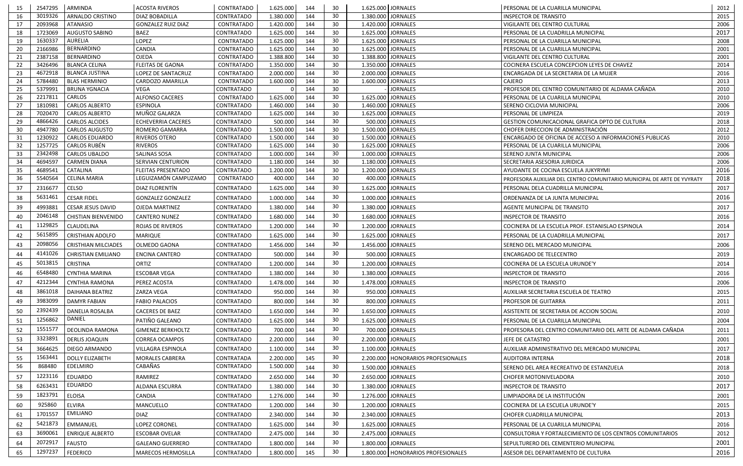| | | | | | | | | | | | |
|---|---|---|---|---|---|---|---|---|---|---|---|
| 15 | 2547295 | ARMINDA | ACOSTA RIVEROS | CONTRATADO | 1.625.000 | 144 | 30 | 1.625.000 | JORNALES | PERSONAL DE LA CUARILLA MUNICIPAL | 2012 |
| 16 | 3019326 | ARNALDO CRISTINO | DIAZ BOBADILLA | CONTRATADO | 1.380.000 | 144 | 30 | 1.380.000 | JORNALES | INSPECTOR DE TRANSITO | 2015 |
| 17 | 2093968 | ATANASIO | GONZALEZ RUIZ DIAZ | CONTRATADO | 1.420.000 | 144 | 30 | 1.420.000 | JORNALES | VIGILANTE DEL CENTRO CULTURAL | 2006 |
| 18 | 1723069 | AUGUSTO SABINO | BAEZ | CONTRATADO | 1.625.000 | 144 | 30 | 1.625.000 | JORNALES | PERSONAL DE LA CUADRILLA MUNICIPAL | 2017 |
| 19 | 1630337 | AURELIA | LOPEZ | CONTRATADO | 1.625.000 | 144 | 30 | 1.625.000 | JORNALES | PERSONAL DE LA CUARILLA MUNICIPAL | 2008 |
| 20 | 2166986 | BERNARDINO | CANDIA | CONTRATADO | 1.625.000 | 144 | 30 | 1.625.000 | JORNALES | PERSONAL DE LA CUARILLA MUNICIPAL | 2001 |
| 21 | 2387158 | BERNARDINO | OJEDA | CONTRATADO | 1.388.800 | 144 | 30 | 1.388.800 | JORNALES | VIGILANTE DEL CENTRO CULTURAL | 2001 |
| 22 | 3426496 | BLANCA CELINA | FLEITAS DE GAONA | CONTRATADO | 1.350.000 | 144 | 30 | 1.350.000 | JORNALES | COCINERA ESCUELA CONCEPCION LEYES DE CHAVEZ | 2014 |
| 23 | 4672918 | BLANCA JUSTINA | LOPEZ DE SANTACRUZ | CONTRATADO | 2.000.000 | 144 | 30 | 2.000.000 | JORNALES | ENCARGADA DE LA SECRETARIA DE LA MUJER | 2016 |
| 24 | 5784480 | BLAS HERMINIO | CARDOZO AMARILLA | CONTRATADO | 1.600.000 | 144 | 30 | 1.600.000 | JORNALES | CAJERO | 2013 |
| 25 | 5379991 | BRUNA YGNACIA | VEGA | CONTRATADO | 0 | 144 | 30 | - | JORNALES | PROFESOR DEL CENTRO COMUNITARIO DE ALDAMA CAÑADA | 2010 |
| 26 | 2217811 | CARLOS | ALFONSO CACERES | CONTRATADO | 1.625.000 | 144 | 30 | 1.625.000 | JORNALES | PERSONAL DE LA CUARILLA MUNICIPAL | 2010 |
| 27 | 1810981 | CARLOS ALBERTO | ESPINOLA | CONTRATADO | 1.460.000 | 144 | 30 | 1.460.000 | JORNALES | SERENO CICLOVIA MUNICIPAL | 2006 |
| 28 | 7020470 | CARLOS ALBERTO | MUÑOZ GALARZA | CONTRATADO | 1.625.000 | 144 | 30 | 1.625.000 | JORNALES | PERSONAL DE LIMPIEZA | 2019 |
| 29 | 4866426 | CARLOS ALCIDES | ECHEVERRIA CACERES | CONTRATADO | 500.000 | 144 | 30 | 500.000 | JORNALES | GESTION COMUNICACIONAL GRAFICA DPTO DE CULTURA | 2018 |
| 30 | 4947780 | CARLOS AUGUSTO | ROMERO GAMARRA | CONTRATADO | 1.500.000 | 144 | 30 | 1.500.000 | JORNALES | CHOFER DIRECCION DE ADMINISTRACIÓN | 2012 |
| 31 | 1230922 | CARLOS EDUARDO | RIVEROS OTERO | CONTRATADO | 1.500.000 | 144 | 30 | 1.500.000 | JORNALES | ENCARGADO DE OFICINA DE ACCESO A INFORMACIONES PUBLICAS | 2010 |
| 32 | 1257725 | CARLOS RUBÉN | RIVEROS | CONTRATADO | 1.625.000 | 144 | 30 | 1.625.000 | JORNALES | PERSONAL DE LA CUARILLA MUNICIPAL | 2006 |
| 33 | 2342498 | CARLOS UBALDO | SALINAS SOSA | CONTRATADO | 1.000.000 | 144 | 30 | 1.000.000 | JORNALES | SERENO JUNTA MUNICIPAL | 2006 |
| 34 | 4694597 | CARMEN DIANA | SERVIAN CENTURION | CONTRATADO | 1.180.000 | 144 | 30 | 1.180.000 | JORNALES | SECRETARIA ASESORIA JURIDICA | 2006 |
| 35 | 4689541 | CATALINA | FLEITAS PRESENTADO | CONTRATADO | 1.200.000 | 144 | 30 | 1.200.000 | JORNALES | AYUDANTE DE COCINA ESCUELA JUKYRYMI | 2016 |
| 36 | 5540564 | CELINA MARIA | LEGUIZAMÓN CAMPUZAMO | CONTRATADO | 400.000 | 144 | 30 | 400.000 | JORNALES | PROFESORA AUXILIAR DEL CENTRO COMUNITARIO MUNICIPAL DE ARTE DE YVYRATY | 2018 |
| 37 | 2316677 | CELSO | DIAZ FLORENTÍN | CONTRATADO | 1.625.000 | 144 | 30 | 1.625.000 | JORNALES | PERSONAL DELA CUADRILLA MUNICIPAL | 2017 |
| 38 | 5631461 | CESAR FIDEL | GONZALEZ GONZALEZ | CONTRATADO | 1.000.000 | 144 | 30 | 1.000.000 | JORNALES | ORDENANZA DE LA JUNTA MUNICIPAL | 2016 |
| 39 | 4993881 | CESAR JESUS DAVID | OJEDA MARTINEZ | CONTRATADO | 1.380.000 | 144 | 30 | 1.380.000 | JORNALES | AGENTE MUNICIPAL DE TRANSITO | 2017 |
| 40 | 2046148 | CHISTIAN BIENVENIDO | CANTERO NUNEZ | CONTRATADO | 1.680.000 | 144 | 30 | 1.680.000 | JORNALES | INSPECTOR DE TRANSITO | 2016 |
| 41 | 1129825 | CLAUDELINA | ROJAS DE RIVEROS | CONTRATADO | 1.200.000 | 144 | 30 | 1.200.000 | JORNALES | COCINERA DE LA ESCUELA PROF. ESTANISLAO ESPINOLA | 2014 |
| 42 | 5615895 | CRISTHIAN ADOLFO | MARIQUE | CONTRATADO | 1.625.000 | 144 | 30 | 1.625.000 | JORNALES | PERSONAL DE LA CUADRILLA MUNICIPAL | 2017 |
| 43 | 2098056 | CRISTHIAN MILCIADES | OLMEDO GAONA | CONTRATADO | 1.456.000 | 144 | 30 | 1.456.000 | JORNALES | SERENO DEL MERCADO MUNICIPAL | 2006 |
| 44 | 4141026 | CHRISTIAN EMILIANO | ENCINA CANTERO | CONTRATADO | 500.000 | 144 | 30 | 500.000 | JORNALES | ENCARGADO DE TELECENTRO | 2019 |
| 45 | 5013815 | CRISTINA | ORTIZ | CONTRATADO | 1.200.000 | 144 | 30 | 1.200.000 | JORNALES | COCINERA DE LA ESCUELA URUNDE'Y | 2014 |
| 46 | 6548480 | CYNTHIA MARINA | ESCOBAR VEGA | CONTRATADO | 1.380.000 | 144 | 30 | 1.380.000 | JORNALES | INSPECTOR DE TRANSITO | 2016 |
| 47 | 4212344 | CYNTHIA RAMONA | PEREZ ACOSTA | CONTRATADO | 1.478.000 | 144 | 30 | 1.478.000 | JORNALES | INSPECTOR DE TRANSITO | 2006 |
| 48 | 3861018 | DAIHANA BEATRIZ | ZARZA VEGA | CONTRATADO | 950.000 | 144 | 30 | 950.000 | JORNALES | AUXILIAR SECRETARIA ESCUELA DE TEATRO | 2015 |
| 49 | 3983099 | DAMYR FABIAN | FABIO PALACIOS | CONTRATADO | 800.000 | 144 | 30 | 800.000 | JORNALES | PROFESOR DE GUITARRA | 2011 |
| 50 | 2392439 | DANELIA ROSALBA | CACERES DE BAEZ | CONTRATADO | 1.650.000 | 144 | 30 | 1.650.000 | JORNALES | ASISTENTE DE SECRETARIA DE ACCION SOCIAL | 2010 |
| 51 | 1256862 | DANIEL | PATIÑO GALEANO | CONTRATADO | 1.625.000 | 144 | 30 | 1.625.000 | JORNALES | PERSONAL DE LA CUARILLA MUNICIPAL | 2004 |
| 52 | 1551577 | DEOLINDA RAMONA | GIMENEZ BERKHOLTZ | CONTRATADO | 700.000 | 144 | 30 | 700.000 | JORNALES | PROFESORA DEL CENTRO COMUNITARIO DEL ARTE DE ALDAMA CAÑADA | 2011 |
| 53 | 3323891 | DERLIS JOAQUIN | CORREA OCAMPOS | CONTRATADO | 2.200.000 | 144 | 30 | 2.200.000 | JORNALES | JEFE DE CATASTRO | 2001 |
| 54 | 3664625 | DIEGO ARMANDO | VILLAGRA ESPINOLA | CONTRATADO | 1.100.000 | 144 | 30 | 1.100.000 | JORNALES | AUXILIAR ADMINISTRATIVO DEL MERCADO MUNICIPAL | 2017 |
| 55 | 1563441 | DOLLY ELIZABETH | MORALES CABRERA | CONTRATADA | 2.200.000 | 145 | 30 | 2.200.000 | HONORARIOS PROFESIONALES | AUDITORA INTERNA | 2018 |
| 56 | 868480 | EDELMIRO | CABAÑAS | CONTRATADO | 1.500.000 | 144 | 30 | 1.500.000 | JORNALES | SERENO DEL AREA RECREATIVO DE ESTANZUELA | 2018 |
| 57 | 1223116 | EDUARDO | RAMIREZ | CONTRATADO | 2.650.000 | 144 | 30 | 2.650.000 | JORNALES | CHOFER MOTONIVELADORA | 2010 |
| 58 | 6263431 | EDUARDO | ALDANA ESCURRA | CONTRATADO | 1.380.000 | 144 | 30 | 1.380.000 | JORNALES | INSPECTOR DE TRANSITO | 2017 |
| 59 | 1823791 | ELOISA | CANDIA | CONTRATADO | 1.276.000 | 144 | 30 | 1.276.000 | JORNALES | LIMPIADORA DE LA INSTITUCIÓN | 2001 |
| 60 | 925860 | ELVIRA | MANCUELLO | CONTRATADO | 1.200.000 | 144 | 30 | 1.200.000 | JORNALES | COCINERA DE LA ESCUELA URUNDE'Y | 2015 |
| 61 | 1701557 | EMILIANO | DIAZ | CONTRATADO | 2.340.000 | 144 | 30 | 2.340.000 | JORNALES | CHOFER CUADRILLA MUNICIPAL | 2013 |
| 62 | 5421873 | EMMANUEL | LOPEZ CORONEL | CONTRATADO | 1.625.000 | 144 | 30 | 1.625.000 | JORNALES | PERSONAL DE LA CUARILLA MUNICIPAL | 2016 |
| 63 | 3690061 | ENRIQUE ALBERTO | ESCOBAR OVELAR | CONTRATADO | 2.475.000 | 144 | 30 | 2.475.000 | JORNALES | CONSULTORIA Y FORTALECIMIENTO DE LOS CENTROS COMUNITARIOS | 2012 |
| 64 | 2072917 | FAUSTO | GALEANO GUERRERO | CONTRATADO | 1.800.000 | 144 | 30 | 1.800.000 | JORNALES | SEPULTURERO DEL CEMENTERIO MUNICIPAL | 2001 |
| 65 | 1297237 | FEDERICO | MARECOS HERMOSILLA | CONTRATADO | 1.800.000 | 145 | 30 | 1.800.000 | HONORARIOS PROFESIONALES | ASESOR DEL DEPARTAMENTO DE CULTURA | 2016 |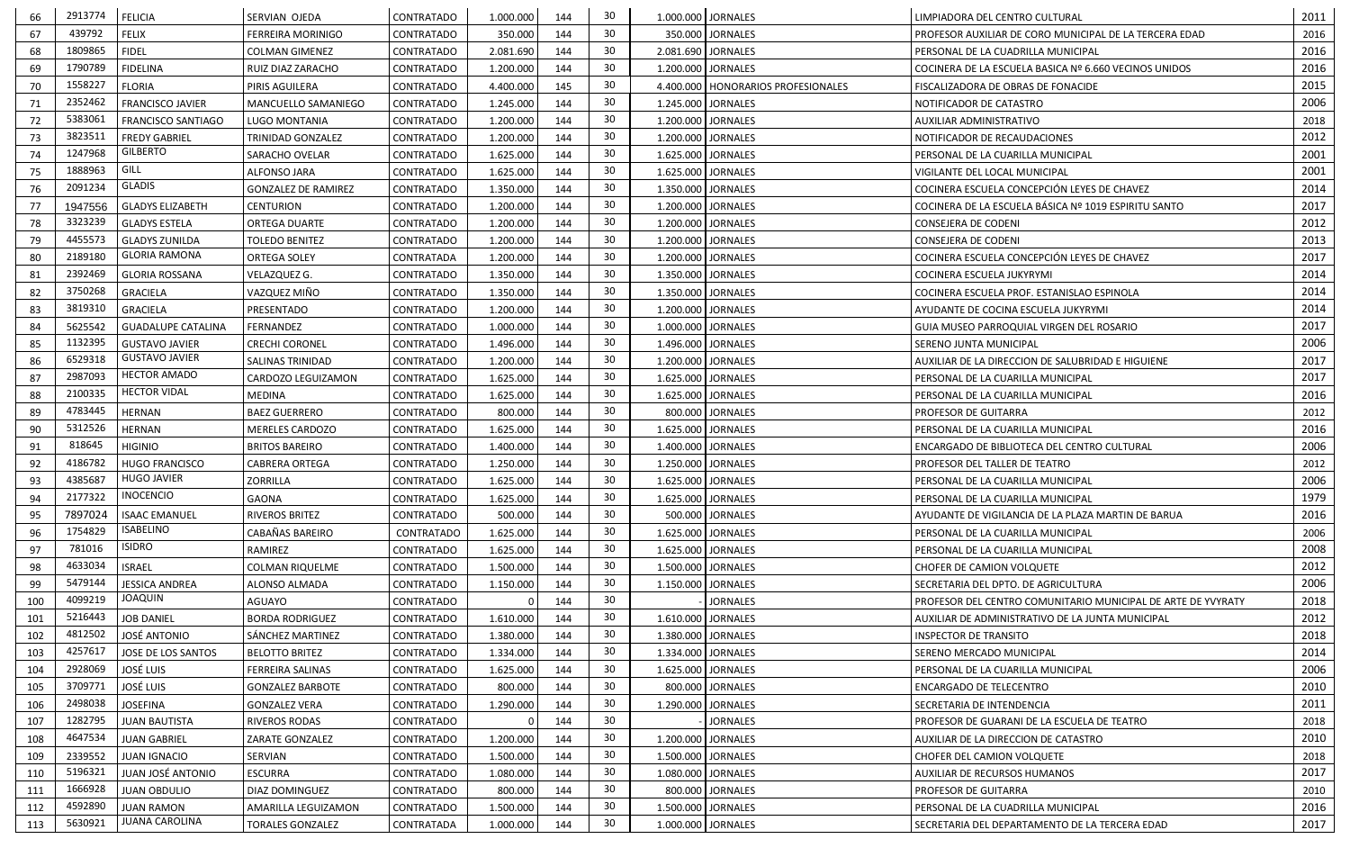| | | | | | | | | | | | |
|---|---|---|---|---|---|---|---|---|---|---|---|
| 66 | 2913774 | FELICIA | SERVIAN OJEDA | CONTRATADO | 1.000.000 | 144 | 30 | 1.000.000 | JORNALES | LIMPIADORA DEL CENTRO CULTURAL | 2011 |
| 67 | 439792 | FELIX | FERREIRA MORINIGO | CONTRATADO | 350.000 | 144 | 30 | 350.000 | JORNALES | PROFESOR AUXILIAR DE CORO MUNICIPAL DE LA TERCERA EDAD | 2016 |
| 68 | 1809865 | FIDEL | COLMAN GIMENEZ | CONTRATADO | 2.081.690 | 144 | 30 | 2.081.690 | JORNALES | PERSONAL DE LA CUADRILLA MUNICIPAL | 2016 |
| 69 | 1790789 | FIDELINA | RUIZ DIAZ ZARACHO | CONTRATADO | 1.200.000 | 144 | 30 | 1.200.000 | JORNALES | COCINERA DE LA ESCUELA BASICA Nº 6.660 VECINOS UNIDOS | 2016 |
| 70 | 1558227 | FLORIA | PIRIS AGUILERA | CONTRATADO | 4.400.000 | 145 | 30 | 4.400.000 | HONORARIOS PROFESIONALES | FISCALIZADORA DE OBRAS DE FONACIDE | 2015 |
| 71 | 2352462 | FRANCISCO JAVIER | MANCUELLO SAMANIEGO | CONTRATADO | 1.245.000 | 144 | 30 | 1.245.000 | JORNALES | NOTIFICADOR DE CATASTRO | 2006 |
| 72 | 5383061 | FRANCISCO SANTIAGO | LUGO MONTANIA | CONTRATADO | 1.200.000 | 144 | 30 | 1.200.000 | JORNALES | AUXILIAR ADMINISTRATIVO | 2018 |
| 73 | 3823511 | FREDY GABRIEL | TRINIDAD GONZALEZ | CONTRATADO | 1.200.000 | 144 | 30 | 1.200.000 | JORNALES | NOTIFICADOR DE RECAUDACIONES | 2012 |
| 74 | 1247968 | GILBERTO | SARACHO OVELAR | CONTRATADO | 1.625.000 | 144 | 30 | 1.625.000 | JORNALES | PERSONAL DE LA CUARILLA MUNICIPAL | 2001 |
| 75 | 1888963 | GILL | ALFONSO JARA | CONTRATADO | 1.625.000 | 144 | 30 | 1.625.000 | JORNALES | VIGILANTE DEL LOCAL MUNICIPAL | 2001 |
| 76 | 2091234 | GLADIS | GONZALEZ DE RAMIREZ | CONTRATADO | 1.350.000 | 144 | 30 | 1.350.000 | JORNALES | COCINERA ESCUELA CONCEPCIÓN LEYES DE CHAVEZ | 2014 |
| 77 | 1947556 | GLADYS ELIZABETH | CENTURION | CONTRATADO | 1.200.000 | 144 | 30 | 1.200.000 | JORNALES | COCINERA DE LA ESCUELA BÁSICA Nº 1019 ESPIRITU SANTO | 2017 |
| 78 | 3323239 | GLADYS ESTELA | ORTEGA DUARTE | CONTRATADO | 1.200.000 | 144 | 30 | 1.200.000 | JORNALES | CONSEJERA DE CODENI | 2012 |
| 79 | 4455573 | GLADYS ZUNILDA | TOLEDO BENITEZ | CONTRATADO | 1.200.000 | 144 | 30 | 1.200.000 | JORNALES | CONSEJERA DE CODENI | 2013 |
| 80 | 2189180 | GLORIA RAMONA | ORTEGA SOLEY | CONTRATADA | 1.200.000 | 144 | 30 | 1.200.000 | JORNALES | COCINERA ESCUELA CONCEPCIÓN LEYES DE CHAVEZ | 2017 |
| 81 | 2392469 | GLORIA ROSSANA | VELAZQUEZ G. | CONTRATADO | 1.350.000 | 144 | 30 | 1.350.000 | JORNALES | COCINERA ESCUELA JUKYRYMI | 2014 |
| 82 | 3750268 | GRACIELA | VAZQUEZ MIÑO | CONTRATADO | 1.350.000 | 144 | 30 | 1.350.000 | JORNALES | COCINERA ESCUELA PROF. ESTANISLAO ESPINOLA | 2014 |
| 83 | 3819310 | GRACIELA | PRESENTADO | CONTRATADO | 1.200.000 | 144 | 30 | 1.200.000 | JORNALES | AYUDANTE DE COCINA ESCUELA JUKYRYMI | 2014 |
| 84 | 5625542 | GUADALUPE CATALINA | FERNANDEZ | CONTRATADO | 1.000.000 | 144 | 30 | 1.000.000 | JORNALES | GUIA MUSEO PARROQUIAL VIRGEN DEL ROSARIO | 2017 |
| 85 | 1132395 | GUSTAVO JAVIER | CRECHI CORONEL | CONTRATADO | 1.496.000 | 144 | 30 | 1.496.000 | JORNALES | SERENO JUNTA MUNICIPAL | 2006 |
| 86 | 6529318 | GUSTAVO JAVIER | SALINAS TRINIDAD | CONTRATADO | 1.200.000 | 144 | 30 | 1.200.000 | JORNALES | AUXILIAR DE LA DIRECCION DE SALUBRIDAD E HIGUIENE | 2017 |
| 87 | 2987093 | HECTOR AMADO | CARDOZO LEGUIZAMON | CONTRATADO | 1.625.000 | 144 | 30 | 1.625.000 | JORNALES | PERSONAL DE LA CUARILLA MUNICIPAL | 2017 |
| 88 | 2100335 | HECTOR VIDAL | MEDINA | CONTRATADO | 1.625.000 | 144 | 30 | 1.625.000 | JORNALES | PERSONAL DE LA CUARILLA MUNICIPAL | 2016 |
| 89 | 4783445 | HERNAN | BAEZ GUERRERO | CONTRATADO | 800.000 | 144 | 30 | 800.000 | JORNALES | PROFESOR DE GUITARRA | 2012 |
| 90 | 5312526 | HERNAN | MERELES CARDOZO | CONTRATADO | 1.625.000 | 144 | 30 | 1.625.000 | JORNALES | PERSONAL DE LA CUARILLA MUNICIPAL | 2016 |
| 91 | 818645 | HIGINIO | BRITOS BAREIRO | CONTRATADO | 1.400.000 | 144 | 30 | 1.400.000 | JORNALES | ENCARGADO DE BIBLIOTECA DEL CENTRO CULTURAL | 2006 |
| 92 | 4186782 | HUGO FRANCISCO | CABRERA ORTEGA | CONTRATADO | 1.250.000 | 144 | 30 | 1.250.000 | JORNALES | PROFESOR DEL TALLER DE TEATRO | 2012 |
| 93 | 4385687 | HUGO JAVIER | ZORRILLA | CONTRATADO | 1.625.000 | 144 | 30 | 1.625.000 | JORNALES | PERSONAL DE LA CUARILLA MUNICIPAL | 2006 |
| 94 | 2177322 | INOCENCIO | GAONA | CONTRATADO | 1.625.000 | 144 | 30 | 1.625.000 | JORNALES | PERSONAL DE LA CUARILLA MUNICIPAL | 1979 |
| 95 | 7897024 | ISAAC EMANUEL | RIVEROS BRITEZ | CONTRATADO | 500.000 | 144 | 30 | 500.000 | JORNALES | AYUDANTE DE VIGILANCIA DE LA PLAZA MARTIN DE BARUA | 2016 |
| 96 | 1754829 | ISABELINO | CABAÑAS BAREIRO | CONTRATADO | 1.625.000 | 144 | 30 | 1.625.000 | JORNALES | PERSONAL DE LA CUARILLA MUNICIPAL | 2006 |
| 97 | 781016 | ISIDRO | RAMIREZ | CONTRATADO | 1.625.000 | 144 | 30 | 1.625.000 | JORNALES | PERSONAL DE LA CUARILLA MUNICIPAL | 2008 |
| 98 | 4633034 | ISRAEL | COLMAN RIQUELME | CONTRATADO | 1.500.000 | 144 | 30 | 1.500.000 | JORNALES | CHOFER DE CAMION VOLQUETE | 2012 |
| 99 | 5479144 | JESSICA ANDREA | ALONSO ALMADA | CONTRATADO | 1.150.000 | 144 | 30 | 1.150.000 | JORNALES | SECRETARIA DEL DPTO. DE AGRICULTURA | 2006 |
| 100 | 4099219 | JOAQUIN | AGUAYO | CONTRATADO | 0 | 144 | 30 | - | JORNALES | PROFESOR DEL CENTRO COMUNITARIO MUNICIPAL DE ARTE DE YVYRATY | 2018 |
| 101 | 5216443 | JOB DANIEL | BORDA RODRIGUEZ | CONTRATADO | 1.610.000 | 144 | 30 | 1.610.000 | JORNALES | AUXILIAR DE ADMINISTRATIVO DE LA JUNTA MUNICIPAL | 2012 |
| 102 | 4812502 | JOSÉ ANTONIO | SÁNCHEZ MARTINEZ | CONTRATADO | 1.380.000 | 144 | 30 | 1.380.000 | JORNALES | INSPECTOR DE TRANSITO | 2018 |
| 103 | 4257617 | JOSE DE LOS SANTOS | BELOTTO BRITEZ | CONTRATADO | 1.334.000 | 144 | 30 | 1.334.000 | JORNALES | SERENO MERCADO MUNICIPAL | 2014 |
| 104 | 2928069 | JOSÉ LUIS | FERREIRA SALINAS | CONTRATADO | 1.625.000 | 144 | 30 | 1.625.000 | JORNALES | PERSONAL DE LA CUARILLA MUNICIPAL | 2006 |
| 105 | 3709771 | JOSÉ LUIS | GONZALEZ BARBOTE | CONTRATADO | 800.000 | 144 | 30 | 800.000 | JORNALES | ENCARGADO DE TELECENTRO | 2010 |
| 106 | 2498038 | JOSEFINA | GONZALEZ VERA | CONTRATADO | 1.290.000 | 144 | 30 | 1.290.000 | JORNALES | SECRETARIA DE INTENDENCIA | 2011 |
| 107 | 1282795 | JUAN BAUTISTA | RIVEROS RODAS | CONTRATADO | 0 | 144 | 30 | - | JORNALES | PROFESOR DE GUARANI DE LA ESCUELA DE TEATRO | 2018 |
| 108 | 4647534 | JUAN GABRIEL | ZARATE GONZALEZ | CONTRATADO | 1.200.000 | 144 | 30 | 1.200.000 | JORNALES | AUXILIAR DE LA DIRECCION DE CATASTRO | 2010 |
| 109 | 2339552 | JUAN IGNACIO | SERVIAN | CONTRATADO | 1.500.000 | 144 | 30 | 1.500.000 | JORNALES | CHOFER DEL CAMION VOLQUETE | 2018 |
| 110 | 5196321 | JUAN JOSÉ ANTONIO | ESCURRA | CONTRATADO | 1.080.000 | 144 | 30 | 1.080.000 | JORNALES | AUXILIAR DE RECURSOS HUMANOS | 2017 |
| 111 | 1666928 | JUAN OBDULIO | DIAZ DOMINGUEZ | CONTRATADO | 800.000 | 144 | 30 | 800.000 | JORNALES | PROFESOR DE GUITARRA | 2010 |
| 112 | 4592890 | JUAN RAMON | AMARILLA LEGUIZAMON | CONTRATADO | 1.500.000 | 144 | 30 | 1.500.000 | JORNALES | PERSONAL DE LA CUADRILLA MUNICIPAL | 2016 |
| 113 | 5630921 | JUANA CAROLINA | TORALES GONZALEZ | CONTRATADA | 1.000.000 | 144 | 30 | 1.000.000 | JORNALES | SECRETARIA DEL DEPARTAMENTO DE LA TERCERA EDAD | 2017 |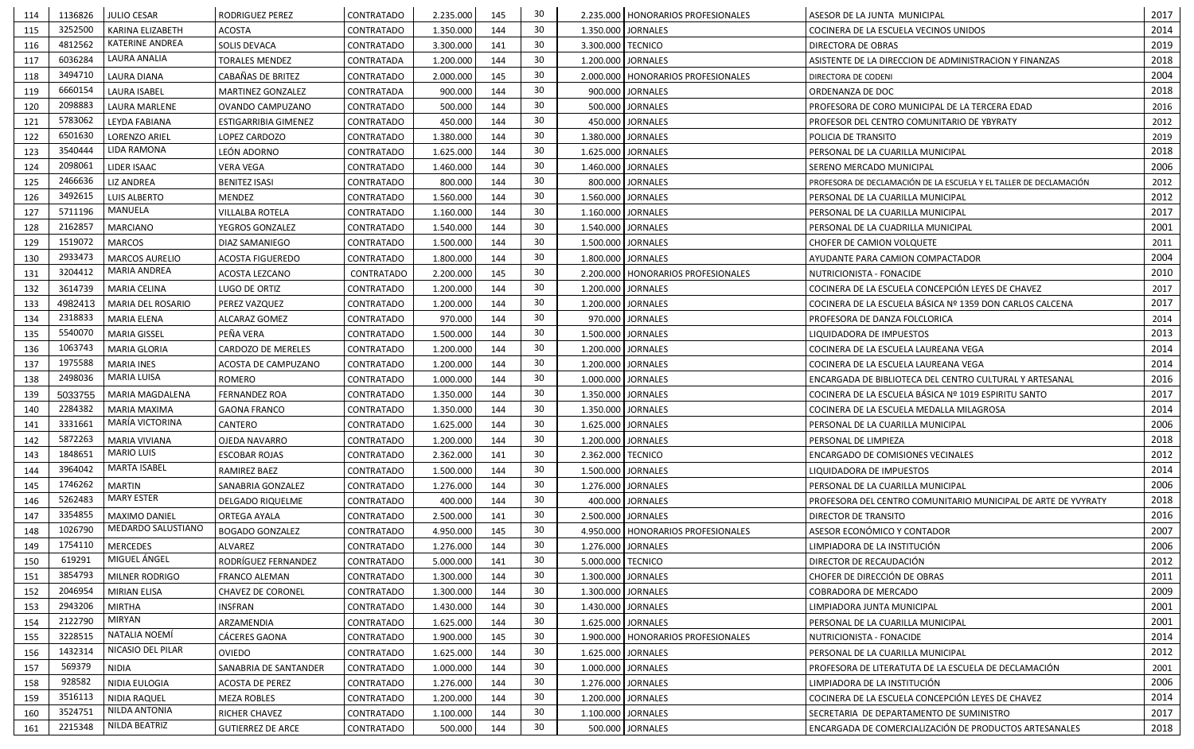| | | | | | | | | | | | |
|---|---|---|---|---|---|---|---|---|---|---|---|
| 114 | 1136826 | JULIO CESAR | RODRIGUEZ PEREZ | CONTRATADO | 2.235.000 | 145 | 30 | 2.235.000 | HONORARIOS PROFESIONALES | ASESOR DE LA JUNTA MUNICIPAL | 2017 |
| 115 | 3252500 | KARINA ELIZABETH | ACOSTA | CONTRATADO | 1.350.000 | 144 | 30 | 1.350.000 | JORNALES | COCINERA DE LA ESCUELA VECINOS UNIDOS | 2014 |
| 116 | 4812562 | KATERINE ANDREA | SOLIS DEVACA | CONTRATADO | 3.300.000 | 141 | 30 | 3.300.000 | TECNICO | DIRECTORA DE OBRAS | 2019 |
| 117 | 6036284 | LAURA ANALIA | TORALES MENDEZ | CONTRATADA | 1.200.000 | 144 | 30 | 1.200.000 | JORNALES | ASISTENTE DE LA DIRECCION DE ADMINISTRACION Y FINANZAS | 2018 |
| 118 | 3494710 | LAURA DIANA | CABAÑAS DE BRITEZ | CONTRATADO | 2.000.000 | 145 | 30 | 2.000.000 | HONORARIOS PROFESIONALES | DIRECTORA DE CODENI | 2004 |
| 119 | 6660154 | LAURA ISABEL | MARTINEZ GONZALEZ | CONTRATADA | 900.000 | 144 | 30 | 900.000 | JORNALES | ORDENANZA DE DOC | 2018 |
| 120 | 2098883 | LAURA MARLENE | OVANDO CAMPUZANO | CONTRATADO | 500.000 | 144 | 30 | 500.000 | JORNALES | PROFESORA DE CORO MUNICIPAL DE LA TERCERA EDAD | 2016 |
| 121 | 5783062 | LEYDA FABIANA | ESTIGARRIBIA GIMENEZ | CONTRATADO | 450.000 | 144 | 30 | 450.000 | JORNALES | PROFESOR DEL CENTRO COMUNITARIO DE YBYRATY | 2012 |
| 122 | 6501630 | LORENZO ARIEL | LOPEZ CARDOZO | CONTRATADO | 1.380.000 | 144 | 30 | 1.380.000 | JORNALES | POLICIA DE TRANSITO | 2019 |
| 123 | 3540444 | LIDA RAMONA | LEÓN ADORNO | CONTRATADO | 1.625.000 | 144 | 30 | 1.625.000 | JORNALES | PERSONAL DE LA CUARILLA MUNICIPAL | 2018 |
| 124 | 2098061 | LIDER ISAAC | VERA VEGA | CONTRATADO | 1.460.000 | 144 | 30 | 1.460.000 | JORNALES | SERENO MERCADO MUNICIPAL | 2006 |
| 125 | 2466636 | LIZ ANDREA | BENITEZ ISASI | CONTRATADO | 800.000 | 144 | 30 | 800.000 | JORNALES | PROFESORA DE DECLAMACIÓN DE LA ESCUELA Y EL TALLER DE DECLAMACIÓN | 2012 |
| 126 | 3492615 | LUIS ALBERTO | MENDEZ | CONTRATADO | 1.560.000 | 144 | 30 | 1.560.000 | JORNALES | PERSONAL DE LA CUARILLA MUNICIPAL | 2012 |
| 127 | 5711196 | MANUELA | VILLALBA ROTELA | CONTRATADO | 1.160.000 | 144 | 30 | 1.160.000 | JORNALES | PERSONAL DE LA CUARILLA MUNICIPAL | 2017 |
| 128 | 2162857 | MARCIANO | YEGROS GONZALEZ | CONTRATADO | 1.540.000 | 144 | 30 | 1.540.000 | JORNALES | PERSONAL DE LA CUADRILLA MUNICIPAL | 2001 |
| 129 | 1519072 | MARCOS | DIAZ SAMANIEGO | CONTRATADO | 1.500.000 | 144 | 30 | 1.500.000 | JORNALES | CHOFER DE CAMION VOLQUETE | 2011 |
| 130 | 2933473 | MARCOS AURELIO | ACOSTA FIGUEREDO | CONTRATADO | 1.800.000 | 144 | 30 | 1.800.000 | JORNALES | AYUDANTE PARA CAMION COMPACTADOR | 2004 |
| 131 | 3204412 | MARIA ANDREA | ACOSTA LEZCANO | CONTRATADO | 2.200.000 | 145 | 30 | 2.200.000 | HONORARIOS PROFESIONALES | NUTRICIONISTA - FONACIDE | 2010 |
| 132 | 3614739 | MARIA CELINA | LUGO DE ORTIZ | CONTRATADO | 1.200.000 | 144 | 30 | 1.200.000 | JORNALES | COCINERA DE LA ESCUELA CONCEPCIÓN LEYES DE CHAVEZ | 2017 |
| 133 | 4982413 | MARIA DEL ROSARIO | PEREZ VAZQUEZ | CONTRATADO | 1.200.000 | 144 | 30 | 1.200.000 | JORNALES | COCINERA DE LA ESCUELA BÁSICA Nº 1359 DON CARLOS CALCENA | 2017 |
| 134 | 2318833 | MARIA ELENA | ALCARAZ GOMEZ | CONTRATADO | 970.000 | 144 | 30 | 970.000 | JORNALES | PROFESORA DE DANZA FOLCLORICA | 2014 |
| 135 | 5540070 | MARIA GISSEL | PEÑA VERA | CONTRATADO | 1.500.000 | 144 | 30 | 1.500.000 | JORNALES | LIQUIDADORA DE IMPUESTOS | 2013 |
| 136 | 1063743 | MARIA GLORIA | CARDOZO DE MERELES | CONTRATADO | 1.200.000 | 144 | 30 | 1.200.000 | JORNALES | COCINERA DE LA ESCUELA LAUREANA VEGA | 2014 |
| 137 | 1975588 | MARIA INES | ACOSTA DE CAMPUZANO | CONTRATADO | 1.200.000 | 144 | 30 | 1.200.000 | JORNALES | COCINERA DE LA ESCUELA LAUREANA VEGA | 2014 |
| 138 | 2498036 | MARIA LUISA | ROMERO | CONTRATADO | 1.000.000 | 144 | 30 | 1.000.000 | JORNALES | ENCARGADA DE BIBLIOTECA DEL CENTRO CULTURAL Y ARTESANAL | 2016 |
| 139 | 5033755 | MARIA MAGDALENA | FERNANDEZ ROA | CONTRATADO | 1.350.000 | 144 | 30 | 1.350.000 | JORNALES | COCINERA DE LA ESCUELA BÁSICA Nº 1019 ESPIRITU SANTO | 2017 |
| 140 | 2284382 | MARIA MAXIMA | GAONA FRANCO | CONTRATADO | 1.350.000 | 144 | 30 | 1.350.000 | JORNALES | COCINERA DE LA ESCUELA MEDALLA MILAGROSA | 2014 |
| 141 | 3331661 | MARÍA VICTORINA | CANTERO | CONTRATADO | 1.625.000 | 144 | 30 | 1.625.000 | JORNALES | PERSONAL DE LA CUARILLA MUNICIPAL | 2006 |
| 142 | 5872263 | MARIA VIVIANA | OJEDA NAVARRO | CONTRATADO | 1.200.000 | 144 | 30 | 1.200.000 | JORNALES | PERSONAL DE LIMPIEZA | 2018 |
| 143 | 1848651 | MARIO LUIS | ESCOBAR ROJAS | CONTRATADO | 2.362.000 | 141 | 30 | 2.362.000 | TECNICO | ENCARGADO DE COMISIONES VECINALES | 2012 |
| 144 | 3964042 | MARTA ISABEL | RAMIREZ BAEZ | CONTRATADO | 1.500.000 | 144 | 30 | 1.500.000 | JORNALES | LIQUIDADORA DE IMPUESTOS | 2014 |
| 145 | 1746262 | MARTIN | SANABRIA GONZALEZ | CONTRATADO | 1.276.000 | 144 | 30 | 1.276.000 | JORNALES | PERSONAL DE LA CUARILLA MUNICIPAL | 2006 |
| 146 | 5262483 | MARY ESTER | DELGADO RIQUELME | CONTRATADO | 400.000 | 144 | 30 | 400.000 | JORNALES | PROFESORA DEL CENTRO COMUNITARIO MUNICIPAL DE ARTE DE YVYRATY | 2018 |
| 147 | 3354855 | MAXIMO DANIEL | ORTEGA AYALA | CONTRATADO | 2.500.000 | 141 | 30 | 2.500.000 | JORNALES | DIRECTOR DE TRANSITO | 2016 |
| 148 | 1026790 | MEDARDO SALUSTIANO | BOGADO GONZALEZ | CONTRATADO | 4.950.000 | 145 | 30 | 4.950.000 | HONORARIOS PROFESIONALES | ASESOR ECONÓMICO Y CONTADOR | 2007 |
| 149 | 1754110 | MERCEDES | ALVAREZ | CONTRATADO | 1.276.000 | 144 | 30 | 1.276.000 | JORNALES | LIMPIADORA DE LA INSTITUCIÓN | 2006 |
| 150 | 619291 | MIGUEL ÁNGEL | RODRÍGUEZ FERNANDEZ | CONTRATADO | 5.000.000 | 141 | 30 | 5.000.000 | TECNICO | DIRECTOR DE RECAUDACIÓN | 2012 |
| 151 | 3854793 | MILNER RODRIGO | FRANCO ALEMAN | CONTRATADO | 1.300.000 | 144 | 30 | 1.300.000 | JORNALES | CHOFER DE DIRECCIÓN DE OBRAS | 2011 |
| 152 | 2046954 | MIRIAN ELISA | CHAVEZ DE CORONEL | CONTRATADO | 1.300.000 | 144 | 30 | 1.300.000 | JORNALES | COBRADORA DE MERCADO | 2009 |
| 153 | 2943206 | MIRTHA | INSFRAN | CONTRATADO | 1.430.000 | 144 | 30 | 1.430.000 | JORNALES | LIMPIADORA JUNTA MUNICIPAL | 2001 |
| 154 | 2122790 | MIRYAN | ARZAMENDIA | CONTRATADO | 1.625.000 | 144 | 30 | 1.625.000 | JORNALES | PERSONAL DE LA CUARILLA MUNICIPAL | 2001 |
| 155 | 3228515 | NATALIA NOEMÍ | CÁCERES GAONA | CONTRATADO | 1.900.000 | 145 | 30 | 1.900.000 | HONORARIOS PROFESIONALES | NUTRICIONISTA - FONACIDE | 2014 |
| 156 | 1432314 | NICASIO DEL PILAR | OVIEDO | CONTRATADO | 1.625.000 | 144 | 30 | 1.625.000 | JORNALES | PERSONAL DE LA CUARILLA MUNICIPAL | 2012 |
| 157 | 569379 | NIDIA | SANABRIA DE SANTANDER | CONTRATADO | 1.000.000 | 144 | 30 | 1.000.000 | JORNALES | PROFESORA DE LITERATUTA DE LA ESCUELA DE DECLAMACIÓN | 2001 |
| 158 | 928582 | NIDIA EULOGIA | ACOSTA DE PEREZ | CONTRATADO | 1.276.000 | 144 | 30 | 1.276.000 | JORNALES | LIMPIADORA DE LA INSTITUCIÓN | 2006 |
| 159 | 3516113 | NIDIA RAQUEL | MEZA ROBLES | CONTRATADO | 1.200.000 | 144 | 30 | 1.200.000 | JORNALES | COCINERA DE LA ESCUELA CONCEPCIÓN LEYES DE CHAVEZ | 2014 |
| 160 | 3524751 | NILDA ANTONIA | RICHER CHAVEZ | CONTRATADO | 1.100.000 | 144 | 30 | 1.100.000 | JORNALES | SECRETARIA DE DEPARTAMENTO DE SUMINISTRO | 2017 |
| 161 | 2215348 | NILDA BEATRIZ | GUTIERREZ DE ARCE | CONTRATADO | 500.000 | 144 | 30 | 500.000 | JORNALES | ENCARGADA DE COMERCIALIZACIÓN DE PRODUCTOS ARTESANALES | 2018 |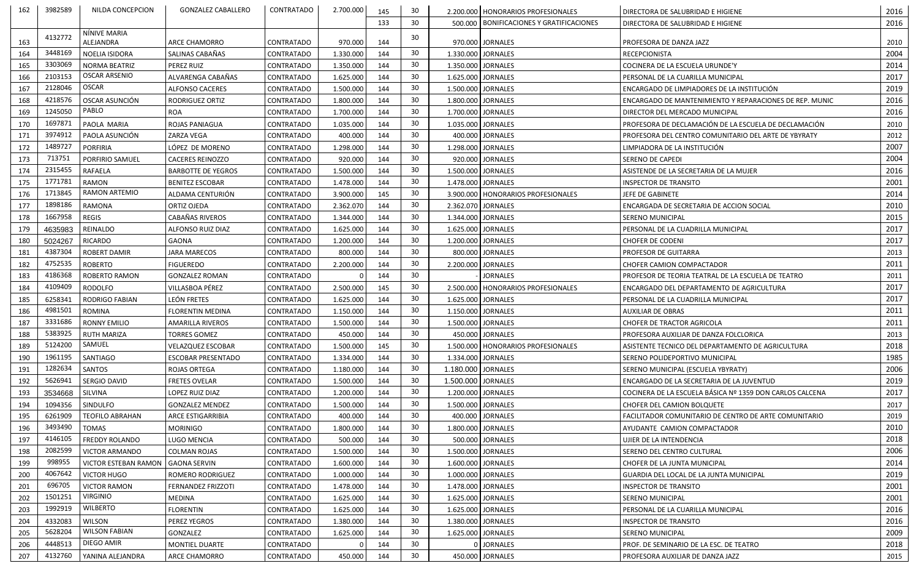| | | | | | | | | | | | |
|---|---|---|---|---|---|---|---|---|---|---|---|
| 162 | 3982589 | NILDA CONCEPCION | GONZALEZ CABALLERO | CONTRATADO | 2.700.000 | 145 | 30 | 2.200.000 | HONORARIOS PROFESIONALES | DIRECTORA DE SALUBRIDAD E HIGIENE | 2016 |
| | | | | | | 133 | 30 | 500.000 | BONIFICACIONES Y GRATIFICACIONES | DIRECTORA DE SALUBRIDAD E HIGIENE | 2016 |
| 163 | 4132772 | NÍNIVE MARIA ALEJANDRA | ARCE CHAMORRO | CONTRATADO | 970.000 | 144 | 30 | 970.000 | JORNALES | PROFESORA DE DANZA JAZZ | 2010 |
| 164 | 3448169 | NOELIA ISIDORA | SALINAS CABAÑAS | CONTRATADO | 1.330.000 | 144 | 30 | 1.330.000 | JORNALES | RECEPCIONISTA | 2004 |
| 165 | 3303069 | NORMA BEATRIZ | PEREZ RUIZ | CONTRATADO | 1.350.000 | 144 | 30 | 1.350.000 | JORNALES | COCINERA DE LA ESCUELA URUNDE'Y | 2014 |
| 166 | 2103153 | OSCAR ARSENIO | ALVARENGA CABAÑAS | CONTRATADO | 1.625.000 | 144 | 30 | 1.625.000 | JORNALES | PERSONAL DE LA CUARILLA MUNICIPAL | 2017 |
| 167 | 2128046 | OSCAR | ALFONSO CACERES | CONTRATADO | 1.500.000 | 144 | 30 | 1.500.000 | JORNALES | ENCARGADO DE LIMPIADORES DE LA INSTITUCIÓN | 2019 |
| 168 | 4218576 | OSCAR ASUNCIÓN | RODRIGUEZ ORTIZ | CONTRATADO | 1.800.000 | 144 | 30 | 1.800.000 | JORNALES | ENCARGADO DE MANTENIMIENTO Y REPARACIONES DE REP. MUNIC | 2016 |
| 169 | 1245050 | PABLO | ROA | CONTRATADO | 1.700.000 | 144 | 30 | 1.700.000 | JORNALES | DIRECTOR DEL MERCADO MUNICIPAL | 2016 |
| 170 | 1697871 | PAOLA MARIA | ROJAS PANIAGUA | CONTRATADO | 1.035.000 | 144 | 30 | 1.035.000 | JORNALES | PROFESORA DE DECLAMACIÓN DE LA ESCUELA DE DECLAMACIÓN | 2010 |
| 171 | 3974912 | PAOLA ASUNCIÓN | ZARZA VEGA | CONTRATADO | 400.000 | 144 | 30 | 400.000 | JORNALES | PROFESORA DEL CENTRO COMUNITARIO DEL ARTE DE YBYRATY | 2012 |
| 172 | 1489727 | PORFIRIA | LÓPEZ DE MORENO | CONTRATADO | 1.298.000 | 144 | 30 | 1.298.000 | JORNALES | LIMPIADORA DE LA INSTITUCIÓN | 2007 |
| 173 | 713751 | PORFIRIO SAMUEL | CACERES REINOZZO | CONTRATADO | 920.000 | 144 | 30 | 920.000 | JORNALES | SERENO DE CAPEDI | 2004 |
| 174 | 2315455 | RAFAELA | BARBOTTE DE YEGROS | CONTRATADO | 1.500.000 | 144 | 30 | 1.500.000 | JORNALES | ASISTENDE DE LA SECRETARIA DE LA MUJER | 2016 |
| 175 | 1771781 | RAMON | BENITEZ ESCOBAR | CONTRATADO | 1.478.000 | 144 | 30 | 1.478.000 | JORNALES | INSPECTOR DE TRANSITO | 2001 |
| 176 | 1713845 | RAMON ARTEMIO | ALDAMA CENTURIÓN | CONTRATADO | 3.900.000 | 145 | 30 | 3.900.000 | HONORARIOS PROFESIONALES | JEFE DE GABINETE | 2014 |
| 177 | 1898186 | RAMONA | ORTIZ OJEDA | CONTRATADO | 2.362.070 | 144 | 30 | 2.362.070 | JORNALES | ENCARGADA DE SECRETARIA DE ACCION SOCIAL | 2010 |
| 178 | 1667958 | REGIS | CABAÑAS RIVEROS | CONTRATADO | 1.344.000 | 144 | 30 | 1.344.000 | JORNALES | SERENO MUNICIPAL | 2015 |
| 179 | 4635983 | REINALDO | ALFONSO RUIZ DIAZ | CONTRATADO | 1.625.000 | 144 | 30 | 1.625.000 | JORNALES | PERSONAL DE LA CUADRILLA MUNICIPAL | 2017 |
| 180 | 5024267 | RICARDO | GAONA | CONTRATADO | 1.200.000 | 144 | 30 | 1.200.000 | JORNALES | CHOFER DE CODENI | 2017 |
| 181 | 4387304 | ROBERT DAMIR | JARA MARECOS | CONTRATADO | 800.000 | 144 | 30 | 800.000 | JORNALES | PROFESOR DE GUITARRA | 2013 |
| 182 | 4752535 | ROBERTO | FIGUEREDO | CONTRATADO | 2.200.000 | 144 | 30 | 2.200.000 | JORNALES | CHOFER CAMION COMPACTADOR | 2011 |
| 183 | 4186368 | ROBERTO RAMON | GONZALEZ ROMAN | CONTRATADO | 0 | 144 | 30 | - | JORNALES | PROFESOR DE TEORIA TEATRAL DE LA ESCUELA DE TEATRO | 2011 |
| 184 | 4109409 | RODOLFO | VILLASBOA PÉREZ | CONTRATADO | 2.500.000 | 145 | 30 | 2.500.000 | HONORARIOS PROFESIONALES | ENCARGADO DEL DEPARTAMENTO DE AGRICULTURA | 2017 |
| 185 | 6258341 | RODRIGO FABIAN | LEÓN FRETES | CONTRATADO | 1.625.000 | 144 | 30 | 1.625.000 | JORNALES | PERSONAL DE LA CUADRILLA MUNICIPAL | 2017 |
| 186 | 4981501 | ROMINA | FLORENTIN MEDINA | CONTRATADO | 1.150.000 | 144 | 30 | 1.150.000 | JORNALES | AUXILIAR DE OBRAS | 2011 |
| 187 | 3331686 | RONNY EMILIO | AMARILLA RIVEROS | CONTRATADO | 1.500.000 | 144 | 30 | 1.500.000 | JORNALES | CHOFER DE TRACTOR AGRICOLA | 2011 |
| 188 | 5383925 | RUTH MARIZA | TORRES GOMEZ | CONTRATADO | 450.000 | 144 | 30 | 450.000 | JORNALES | PROFESORA AUXILIAR DE DANZA FOLCLORICA | 2013 |
| 189 | 5124200 | SAMUEL | VELAZQUEZ ESCOBAR | CONTRATADO | 1.500.000 | 145 | 30 | 1.500.000 | HONORARIOS PROFESIONALES | ASISTENTE TECNICO DEL DEPARTAMENTO DE AGRICULTURA | 2018 |
| 190 | 1961195 | SANTIAGO | ESCOBAR PRESENTADO | CONTRATADO | 1.334.000 | 144 | 30 | 1.334.000 | JORNALES | SERENO POLIDEPORTIVO MUNICIPAL | 1985 |
| 191 | 1282634 | SANTOS | ROJAS ORTEGA | CONTRATADO | 1.180.000 | 144 | 30 | 1.180.000 | JORNALES | SERENO MUNICIPAL (ESCUELA YBYRATY) | 2006 |
| 192 | 5626941 | SERGIO DAVID | FRETES OVELAR | CONTRATADO | 1.500.000 | 144 | 30 | 1.500.000 | JORNALES | ENCARGADO DE LA SECRETARIA DE LA JUVENTUD | 2019 |
| 193 | 3534668 | SILVINA | LOPEZ RUIZ DIAZ | CONTRATADO | 1.200.000 | 144 | 30 | 1.200.000 | JORNALES | COCINERA DE LA ESCUELA BÁSICA Nº 1359 DON CARLOS CALCENA | 2017 |
| 194 | 1094356 | SINDULFO | GONZALEZ MENDEZ | CONTRATADO | 1.500.000 | 144 | 30 | 1.500.000 | JORNALES | CHOFER DEL CAMION BOLQUETE | 2017 |
| 195 | 6261909 | TEOFILO ABRAHAN | ARCE ESTIGARRIBIA | CONTRATADO | 400.000 | 144 | 30 | 400.000 | JORNALES | FACILITADOR COMUNITARIO DE CENTRO DE ARTE COMUNITARIO | 2019 |
| 196 | 3493490 | TOMAS | MORINIGO | CONTRATADO | 1.800.000 | 144 | 30 | 1.800.000 | JORNALES | AYUDANTE CAMION COMPACTADOR | 2010 |
| 197 | 4146105 | FREDDY ROLANDO | LUGO MENCIA | CONTRATADO | 500.000 | 144 | 30 | 500.000 | JORNALES | UJIER DE LA INTENDENCIA | 2018 |
| 198 | 2082599 | VICTOR ARMANDO | COLMAN ROJAS | CONTRATADO | 1.500.000 | 144 | 30 | 1.500.000 | JORNALES | SERENO DEL CENTRO CULTURAL | 2006 |
| 199 | 998955 | VICTOR ESTEBAN RAMON | GAONA SERVIN | CONTRATADO | 1.600.000 | 144 | 30 | 1.600.000 | JORNALES | CHOFER DE LA JUNTA MUNICIPAL | 2014 |
| 200 | 4067642 | VICTOR HUGO | ROMERO RODRIGUEZ | CONTRATADO | 1.000.000 | 144 | 30 | 1.000.000 | JORNALES | GUARDIA DEL LOCAL DE LA JUNTA MUNICIPAL | 2019 |
| 201 | 696705 | VICTOR RAMON | FERNANDEZ FRIZZOTI | CONTRATADO | 1.478.000 | 144 | 30 | 1.478.000 | JORNALES | INSPECTOR DE TRANSITO | 2001 |
| 202 | 1501251 | VIRGINIO | MEDINA | CONTRATADO | 1.625.000 | 144 | 30 | 1.625.000 | JORNALES | SERENO MUNICIPAL | 2001 |
| 203 | 1992919 | WILBERTO | FLORENTIN | CONTRATADO | 1.625.000 | 144 | 30 | 1.625.000 | JORNALES | PERSONAL DE LA CUARILLA MUNICIPAL | 2016 |
| 204 | 4332083 | WILSON | PEREZ YEGROS | CONTRATADO | 1.380.000 | 144 | 30 | 1.380.000 | JORNALES | INSPECTOR DE TRANSITO | 2016 |
| 205 | 5628204 | WILSON FABIAN | GONZALEZ | CONTRATADO | 1.625.000 | 144 | 30 | 1.625.000 | JORNALES | SERENO MUNICIPAL | 2009 |
| 206 | 4448513 | DIEGO AMIR | MONTIEL DUARTE | CONTRATADO | 0 | 144 | 30 | 0 | JORNALES | PROF. DE SEMINARIO DE LA ESC. DE TEATRO | 2018 |
| 207 | 4132760 | YANINA ALEJANDRA | ARCE CHAMORRO | CONTRATADO | 450.000 | 144 | 30 | 450.000 | JORNALES | PROFESORA AUXILIAR DE DANZA JAZZ | 2015 |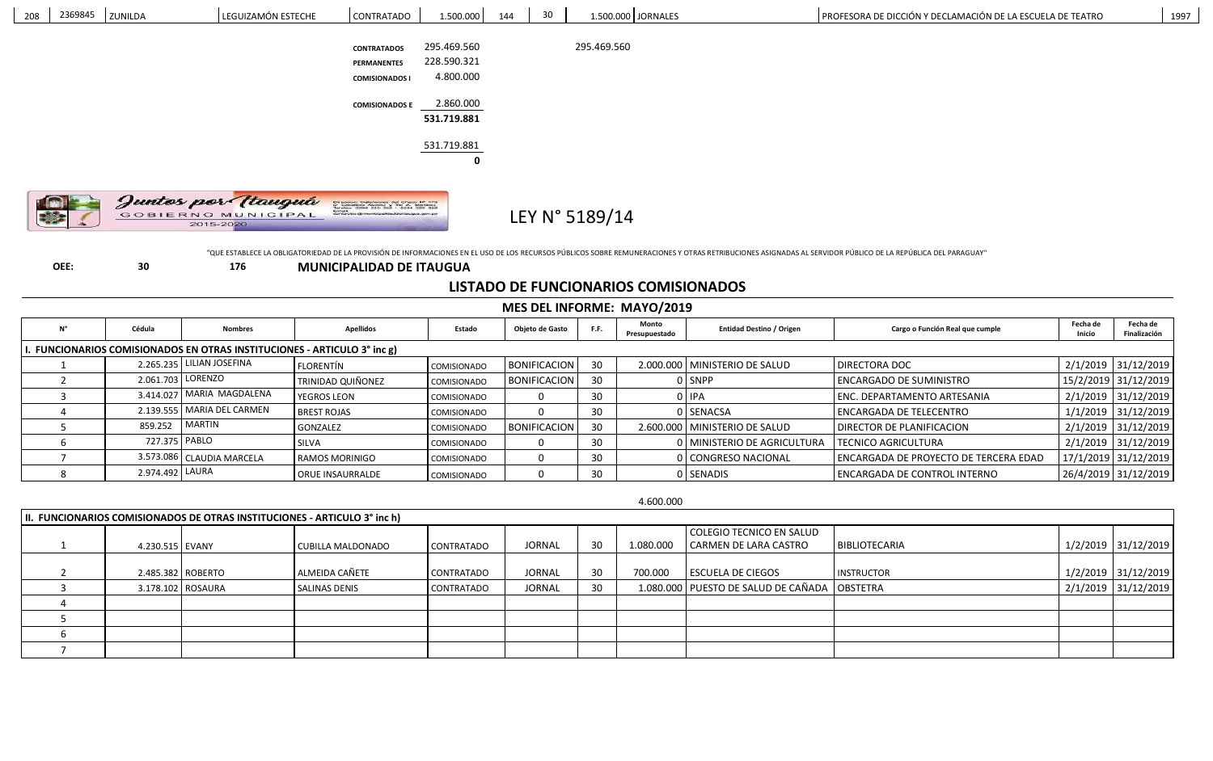| | | | | | | | | | | | |
|---|---|---|---|---|---|---|---|---|---|---|---|
| 208 | 2369845 | ZUNILDA | LEGUIZAMÓN ESTECHE | CONTRATADO | 1.500.000 | 144 | 30 | 1.500.000 | JORNALES | PROFESORA DE DICCIÓN Y DECLAMACIÓN DE LA ESCUELA DE TEATRO | 1997 |

| | | |
|---|---|---|
| CONTRATADOS | 295.469.560 | 295.469.560 |
| PERMANENTES | 228.590.321 | |
| COMISIONADOS I | 4.800.000 | |
| COMISIONADOS E | 2.860.000 | |
| | 531.719.881 | |
| | 531.719.881 | |
| | 0 | |

Juntos por Itauguá
GOBIERNO MUNICIPAL
2015-2020

# LEY N° 5189/14

"QUE ESTABLECE LA OBLIGATORIEDAD DE LA PROVISIÓN DE INFORMACIONES EN EL USO DE LOS RECURSOS PÚBLICOS SOBRE REMUNERACIONES Y OTRAS RETRIBUCIONES ASIGNADAS AL SERVIDOR PÚBLICO DE LA REPÚBLICA DEL PARAGUAY"

**OEE:** 30 176 **MUNICIPALIDAD DE ITAUGUA**

## LISTADO DE FUNCIONARIOS COMISIONADOS

### MES DEL INFORME: MAYO/2019

| N° | Cédula | Nombres | Apellidos | Estado | Objeto de Gasto | F.F. | Monto Presupuestado | Entidad Destino / Origen | Cargo o Función Real que cumple | Fecha de Inicio | Fecha de Finalización |
|---|---|---|---|---|---|---|---|---|---|---|---|
| **I. FUNCIONARIOS COMISIONADOS EN OTRAS INSTITUCIONES - ARTICULO 3° inc g)** | | | | | | | | | | | |
| 1 | 2.265.235 | LILIAN JOSEFINA | FLORENTÍN | COMISIONADO | BONIFICACION | 30 | 2.000.000 | MINISTERIO DE SALUD | DIRECTORA DOC | 2/1/2019 | 31/12/2019 |
| 2 | 2.061.703 | LORENZO | TRINIDAD QUIÑONEZ | COMISIONADO | BONIFICACION | 30 | 0 | SNPP | ENCARGADO DE SUMINISTRO | 15/2/2019 | 31/12/2019 |
| 3 | 3.414.027 | MARIA MAGDALENA | YEGROS LEON | COMISIONADO | 0 | 30 | 0 | IPA | ENC. DEPARTAMENTO ARTESANIA | 2/1/2019 | 31/12/2019 |
| 4 | 2.139.555 | MARIA DEL CARMEN | BREST ROJAS | COMISIONADO | 0 | 30 | 0 | SENACSA | ENCARGADA DE TELECENTRO | 1/1/2019 | 31/12/2019 |
| 5 | 859.252 | MARTIN | GONZALEZ | COMISIONADO | BONIFICACION | 30 | 2.600.000 | MINISTERIO DE SALUD | DIRECTOR DE PLANIFICACION | 2/1/2019 | 31/12/2019 |
| 6 | 727.375 | PABLO | SILVA | COMISIONADO | 0 | 30 | 0 | MINISTERIO DE AGRICULTURA | TECNICO AGRICULTURA | 2/1/2019 | 31/12/2019 |
| 7 | 3.573.086 | CLAUDIA MARCELA | RAMOS MORINIGO | COMISIONADO | 0 | 30 | 0 | CONGRESO NACIONAL | ENCARGADA DE PROYECTO DE TERCERA EDAD | 17/1/2019 | 31/12/2019 |
| 8 | 2.974.492 | LAURA | ORUE INSAURRALDE | COMISIONADO | 0 | 30 | 0 | SENADIS | ENCARGADA DE CONTROL INTERNO | 26/4/2019 | 31/12/2019 |
| | | | | | | | 4.600.000 | | | | |
| **II. FUNCIONARIOS COMISIONADOS DE OTRAS INSTITUCIONES - ARTICULO 3° inc h)** | | | | | | | | | | | |
| 1 | 4.230.515 | EVANY | CUBILLA MALDONADO | CONTRATADO | JORNAL | 30 | 1.080.000 | COLEGIO TECNICO EN SALUD CARMEN DE LARA CASTRO | BIBLIOTECARIA | 1/2/2019 | 31/12/2019 |
| 2 | 2.485.382 | ROBERTO | ALMEIDA CAÑETE | CONTRATADO | JORNAL | 30 | 700.000 | ESCUELA DE CIEGOS | INSTRUCTOR | 1/2/2019 | 31/12/2019 |
| 3 | 3.178.102 | ROSAURA | SALINAS DENIS | CONTRATADO | JORNAL | 30 | 1.080.000 | PUESTO DE SALUD DE CAÑADA | OBSTETRA | 2/1/2019 | 31/12/2019 |
| 4 | | | | | | | | | | | |
| 5 | | | | | | | | | | | |
| 6 | | | | | | | | | | | |
| 7 | | | | | | | | | | | |